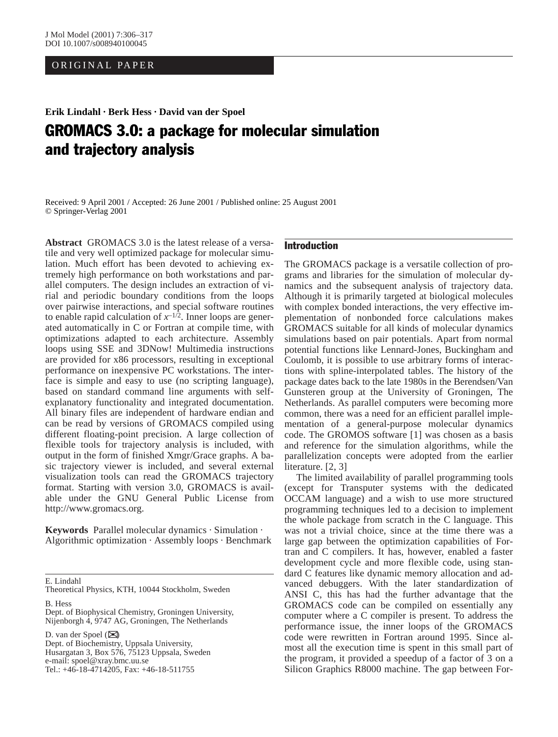ORIGINAL PAPER

**Erik Lindahl · Berk Hess · David van der Spoel**

# GROMACS 3.0: a package for molecular simulation and trajectory analysis

Received: 9 April 2001 / Accepted: 26 June 2001 / Published online: 25 August 2001
© Springer-Verlag 2001

**Abstract** GROMACS 3.0 is the latest release of a versatile and very well optimized package for molecular simulation. Much effort has been devoted to achieving extremely high performance on both workstations and parallel computers. The design includes an extraction of virial and periodic boundary conditions from the loops over pairwise interactions, and special software routines to enable rapid calculation of $x^{-1/2}$. Inner loops are generated automatically in C or Fortran at compile time, with optimizations adapted to each architecture. Assembly loops using SSE and 3DNow! Multimedia instructions are provided for x86 processors, resulting in exceptional performance on inexpensive PC workstations. The interface is simple and easy to use (no scripting language), based on standard command line arguments with self-explanatory functionality and integrated documentation. All binary files are independent of hardware endian and can be read by versions of GROMACS compiled using different floating-point precision. A large collection of flexible tools for trajectory analysis is included, with output in the form of finished Xmgr/Grace graphs. A basic trajectory viewer is included, and several external visualization tools can read the GROMACS trajectory format. Starting with version 3.0, GROMACS is available under the GNU General Public License from http://www.gromacs.org.

**Keywords** Parallel molecular dynamics · Simulation · Algorithmic optimization · Assembly loops · Benchmark

E. Lindahl
Theoretical Physics, KTH, 10044 Stockholm, Sweden

B. Hess
Dept. of Biophysical Chemistry, Groningen University, Nijenborgh 4, 9747 AG, Groningen, The Netherlands

D. van der Spoel (✉)
Dept. of Biochemistry, Uppsala University, Husargatan 3, Box 576, 75123 Uppsala, Sweden
e-mail: spoel@xray.bmc.uu.se
Tel.: +46-18-4714205, Fax: +46-18-511755

## Introduction

The GROMACS package is a versatile collection of programs and libraries for the simulation of molecular dynamics and the subsequent analysis of trajectory data. Although it is primarily targeted at biological molecules with complex bonded interactions, the very effective implementation of nonbonded force calculations makes GROMACS suitable for all kinds of molecular dynamics simulations based on pair potentials. Apart from normal potential functions like Lennard-Jones, Buckingham and Coulomb, it is possible to use arbitrary forms of interactions with spline-interpolated tables. The history of the package dates back to the late 1980s in the Berendsen/Van Gunsteren group at the University of Groningen, The Netherlands. As parallel computers were becoming more common, there was a need for an efficient parallel implementation of a general-purpose molecular dynamics code. The GROMOS software [1] was chosen as a basis and reference for the simulation algorithms, while the parallelization concepts were adopted from the earlier literature. [2, 3]

The limited availability of parallel programming tools (except for Transputer systems with the dedicated OCCAM language) and a wish to use more structured programming techniques led to a decision to implement the whole package from scratch in the C language. This was not a trivial choice, since at the time there was a large gap between the optimization capabilities of Fortran and C compilers. It has, however, enabled a faster development cycle and more flexible code, using standard C features like dynamic memory allocation and advanced debuggers. With the later standardization of ANSI C, this has had the further advantage that the GROMACS code can be compiled on essentially any computer where a C compiler is present. To address the performance issue, the inner loops of the GROMACS code were rewritten in Fortran around 1995. Since almost all the execution time is spent in this small part of the program, it provided a speedup of a factor of 3 on a Silicon Graphics R8000 machine. The gap between For-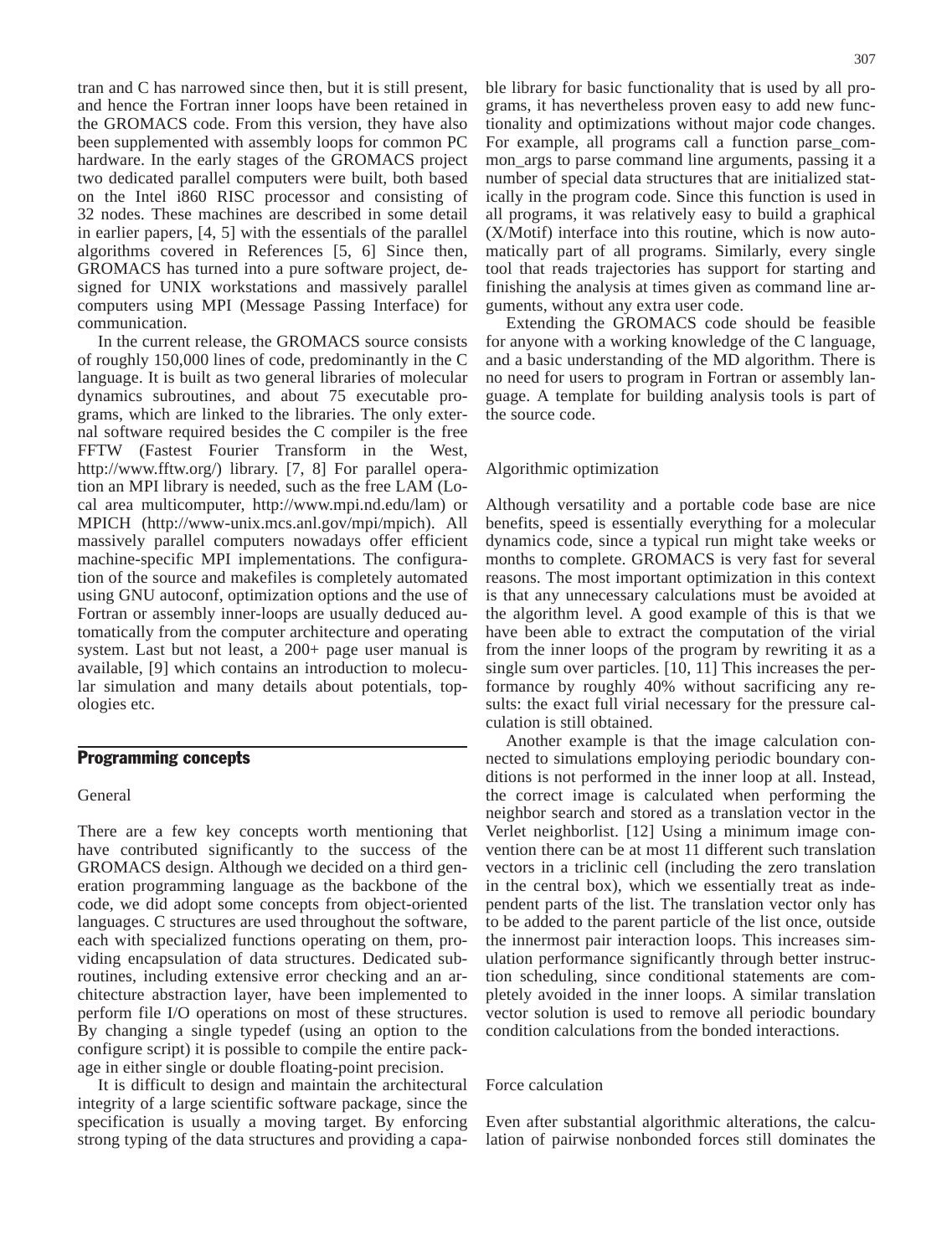tran and C has narrowed since then, but it is still present, and hence the Fortran inner loops have been retained in the GROMACS code. From this version, they have also been supplemented with assembly loops for common PC hardware. In the early stages of the GROMACS project two dedicated parallel computers were built, both based on the Intel i860 RISC processor and consisting of 32 nodes. These machines are described in some detail in earlier papers, [4, 5] with the essentials of the parallel algorithms covered in References [5, 6] Since then, GROMACS has turned into a pure software project, designed for UNIX workstations and massively parallel computers using MPI (Message Passing Interface) for communication.

In the current release, the GROMACS source consists of roughly 150,000 lines of code, predominantly in the C language. It is built as two general libraries of molecular dynamics subroutines, and about 75 executable programs, which are linked to the libraries. The only external software required besides the C compiler is the free FFTW (Fastest Fourier Transform in the West, http://www.fftw.org/) library. [7, 8] For parallel operation an MPI library is needed, such as the free LAM (Local area multicomputer, http://www.mpi.nd.edu/lam) or MPICH (http://www-unix.mcs.anl.gov/mpi/mpich). All massively parallel computers nowadays offer efficient machine-specific MPI implementations. The configuration of the source and makefiles is completely automated using GNU autoconf, optimization options and the use of Fortran or assembly inner-loops are usually deduced automatically from the computer architecture and operating system. Last but not least, a 200+ page user manual is available, [9] which contains an introduction to molecular simulation and many details about potentials, topologies etc.

## Programming concepts

### General

There are a few key concepts worth mentioning that have contributed significantly to the success of the GROMACS design. Although we decided on a third generation programming language as the backbone of the code, we did adopt some concepts from object-oriented languages. C structures are used throughout the software, each with specialized functions operating on them, providing encapsulation of data structures. Dedicated subroutines, including extensive error checking and an architecture abstraction layer, have been implemented to perform file I/O operations on most of these structures. By changing a single typedef (using an option to the configure script) it is possible to compile the entire package in either single or double floating-point precision.

It is difficult to design and maintain the architectural integrity of a large scientific software package, since the specification is usually a moving target. By enforcing strong typing of the data structures and providing a capable library for basic functionality that is used by all programs, it has nevertheless proven easy to add new functionality and optimizations without major code changes. For example, all programs call a function parse_common_args to parse command line arguments, passing it a number of special data structures that are initialized statically in the program code. Since this function is used in all programs, it was relatively easy to build a graphical (X/Motif) interface into this routine, which is now automatically part of all programs. Similarly, every single tool that reads trajectories has support for starting and finishing the analysis at times given as command line arguments, without any extra user code.

Extending the GROMACS code should be feasible for anyone with a working knowledge of the C language, and a basic understanding of the MD algorithm. There is no need for users to program in Fortran or assembly language. A template for building analysis tools is part of the source code.

### Algorithmic optimization

Although versatility and a portable code base are nice benefits, speed is essentially everything for a molecular dynamics code, since a typical run might take weeks or months to complete. GROMACS is very fast for several reasons. The most important optimization in this context is that any unnecessary calculations must be avoided at the algorithm level. A good example of this is that we have been able to extract the computation of the virial from the inner loops of the program by rewriting it as a single sum over particles. [10, 11] This increases the performance by roughly 40% without sacrificing any results: the exact full virial necessary for the pressure calculation is still obtained.

Another example is that the image calculation connected to simulations employing periodic boundary conditions is not performed in the inner loop at all. Instead, the correct image is calculated when performing the neighbor search and stored as a translation vector in the Verlet neighborlist. [12] Using a minimum image convention there can be at most 11 different such translation vectors in a triclinic cell (including the zero translation in the central box), which we essentially treat as independent parts of the list. The translation vector only has to be added to the parent particle of the list once, outside the innermost pair interaction loops. This increases simulation performance significantly through better instruction scheduling, since conditional statements are completely avoided in the inner loops. A similar translation vector solution is used to remove all periodic boundary condition calculations from the bonded interactions.

### Force calculation

Even after substantial algorithmic alterations, the calculation of pairwise nonbonded forces still dominates the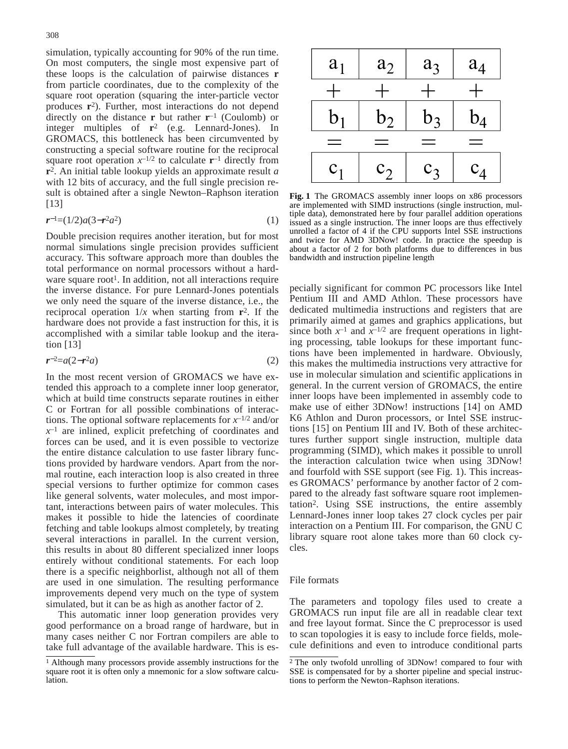simulation, typically accounting for 90% of the run time. On most computers, the single most expensive part of these loops is the calculation of pairwise distances **r** from particle coordinates, due to the complexity of the square root operation (squaring the inter-particle vector produces $\mathbf{r}^2$). Further, most interactions do not depend directly on the distance **r** but rather $\mathbf{r}^{-1}$ (Coulomb) or integer multiples of $\mathbf{r}^2$ (e.g. Lennard-Jones). In GROMACS, this bottleneck has been circumvented by constructing a special software routine for the reciprocal square root operation $x^{-1/2}$ to calculate $\mathbf{r}^{-1}$ directly from $\mathbf{r}^2$. An initial table lookup yields an approximate result $a$ with 12 bits of accuracy, and the full single precision result is obtained after a single Newton–Raphson iteration [13]

$$\boldsymbol{r}^{-1}=(1/2)a(3-\boldsymbol{r}^2a^2) \tag{1}$$

Double precision requires another iteration, but for most normal simulations single precision provides sufficient accuracy. This software approach more than doubles the total performance on normal processors without a hardware square root[1]. In addition, not all interactions require the inverse distance. For pure Lennard-Jones potentials we only need the square of the inverse distance, i.e., the reciprocal operation $1/x$ when starting from $\mathbf{r}^2$. If the hardware does not provide a fast instruction for this, it is accomplished with a similar table lookup and the iteration [13]

$$\boldsymbol{r}^{-2}=a(2-\boldsymbol{r}^2a) \tag{2}$$

In the most recent version of GROMACS we have extended this approach to a complete inner loop generator, which at build time constructs separate routines in either C or Fortran for all possible combinations of interactions. The optional software replacements for $x^{-1/2}$ and/or $x^{-1}$ are inlined, explicit prefetching of coordinates and forces can be used, and it is even possible to vectorize the entire distance calculation to use faster library functions provided by hardware vendors. Apart from the normal routine, each interaction loop is also created in three special versions to further optimize for common cases like general solvents, water molecules, and most important, interactions between pairs of water molecules. This makes it possible to hide the latencies of coordinate fetching and table lookups almost completely, by treating several interactions in parallel. In the current version, this results in about 80 different specialized inner loops entirely without conditional statements. For each loop there is a specific neighborlist, although not all of them are used in one simulation. The resulting performance improvements depend very much on the type of system simulated, but it can be as high as another factor of 2.

This automatic inner loop generation provides very good performance on a broad range of hardware, but in many cases neither C nor Fortran compilers are able to take full advantage of the available hardware. This is especially significant for common PC processors like Intel Pentium III and AMD Athlon. These processors have dedicated multimedia instructions and registers that are primarily aimed at games and graphics applications, but since both $x^{-1}$ and $x^{-1/2}$ are frequent operations in lighting processing, table lookups for these important functions have been implemented in hardware. Obviously, this makes the multimedia instructions very attractive for use in molecular simulation and scientific applications in general. In the current version of GROMACS, the entire inner loops have been implemented in assembly code to make use of either 3DNow! instructions [14] on AMD K6 Athlon and Duron processors, or Intel SSE instructions [15] on Pentium III and IV. Both of these architectures further support single instruction, multiple data programming (SIMD), which makes it possible to unroll the interaction calculation twice when using 3DNow! and fourfold with SSE support (see Fig. 1). This increases GROMACS' performance by another factor of 2 compared to the already fast software square root implementation[2]. Using SSE instructions, the entire assembly Lennard-Jones inner loop takes 27 clock cycles per pair interaction on a Pentium III. For comparison, the GNU C library square root alone takes more than 60 clock cycles.

| $a_1$ | $a_2$ | $a_3$ | $a_4$ |
|---|---|---|---|
| + | + | + | + |
| $b_1$ | $b_2$ | $b_3$ | $b_4$ |
| = | = | = | = |
| $c_1$ | $c_2$ | $c_3$ | $c_4$ |

**Fig. 1** The GROMACS assembly inner loops on x86 processors are implemented with SIMD instructions (single instruction, multiple data), demonstrated here by four parallel addition operations issued as a single instruction. The inner loops are thus effectively unrolled a factor of 4 if the CPU supports Intel SSE instructions and twice for AMD 3DNow! code. In practice the speedup is about a factor of 2 for both platforms due to differences in bus bandwidth and instruction pipeline length

## File formats

The parameters and topology files used to create a GROMACS run input file are all in readable clear text and free layout format. Since the C preprocessor is used to scan topologies it is easy to include force fields, molecule definitions and even to introduce conditional parts

---

[1] Although many processors provide assembly instructions for the square root it is often only a mnemonic for a slow software calculation.

[2] The only twofold unrolling of 3DNow! compared to four with SSE is compensated for by a shorter pipeline and special instructions to perform the Newton–Raphson iterations.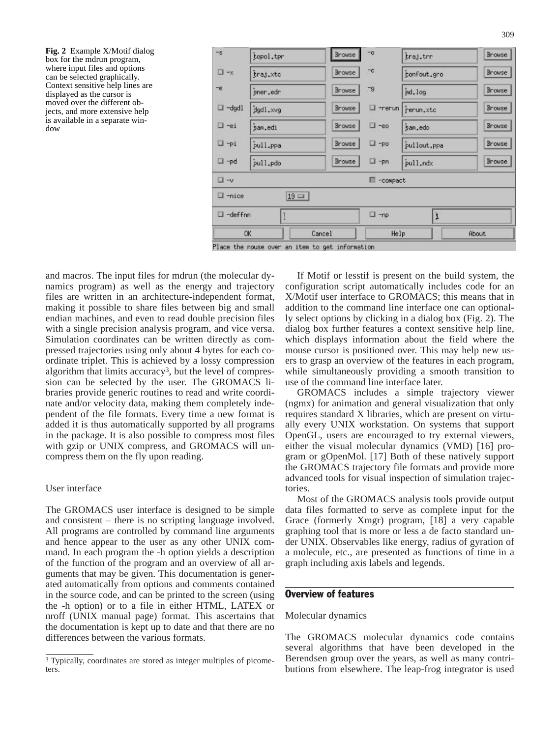**Fig. 2** Example X/Motif dialog box for the mdrun program, where input files and options can be selected graphically. Context sensitive help lines are displayed as the cursor is moved over the different objects, and more extensive help is available in a separate window

and macros. The input files for mdrun (the molecular dynamics program) as well as the energy and trajectory files are written in an architecture-independent format, making it possible to share files between big and small endian machines, and even to read double precision files with a single precision analysis program, and vice versa. Simulation coordinates can be written directly as compressed trajectories using only about 4 bytes for each coordinate triplet. This is achieved by a lossy compression algorithm that limits accuracy[3], but the level of compression can be selected by the user. The GROMACS libraries provide generic routines to read and write coordinate and/or velocity data, making them completely independent of the file formats. Every time a new format is added it is thus automatically supported by all programs in the package. It is also possible to compress most files with gzip or UNIX compress, and GROMACS will uncompress them on the fly upon reading.

### User interface

The GROMACS user interface is designed to be simple and consistent – there is no scripting language involved. All programs are controlled by command line arguments and hence appear to the user as any other UNIX command. In each program the -h option yields a description of the function of the program and an overview of all arguments that may be given. This documentation is generated automatically from options and comments contained in the source code, and can be printed to the screen (using the -h option) or to a file in either HTML, LATEX or nroff (UNIX manual page) format. This ascertains that the documentation is kept up to date and that there are no differences between the various formats.

[3] Typically, coordinates are stored as integer multiples of picometers.

If Motif or lesstif is present on the build system, the configuration script automatically includes code for an X/Motif user interface to GROMACS; this means that in addition to the command line interface one can optionally select options by clicking in a dialog box (Fig. 2). The dialog box further features a context sensitive help line, which displays information about the field where the mouse cursor is positioned over. This may help new users to grasp an overview of the features in each program, while simultaneously providing a smooth transition to use of the command line interface later.

GROMACS includes a simple trajectory viewer (ngmx) for animation and general visualization that only requires standard X libraries, which are present on virtually every UNIX workstation. On systems that support OpenGL, users are encouraged to try external viewers, either the visual molecular dynamics (VMD) [16] program or gOpenMol. [17] Both of these natively support the GROMACS trajectory file formats and provide more advanced tools for visual inspection of simulation trajectories.

Most of the GROMACS analysis tools provide output data files formatted to serve as complete input for the Grace (formerly Xmgr) program, [18] a very capable graphing tool that is more or less a de facto standard under UNIX. Observables like energy, radius of gyration of a molecule, etc., are presented as functions of time in a graph including axis labels and legends.

## Overview of features

### Molecular dynamics

The GROMACS molecular dynamics code contains several algorithms that have been developed in the Berendsen group over the years, as well as many contributions from elsewhere. The leap-frog integrator is used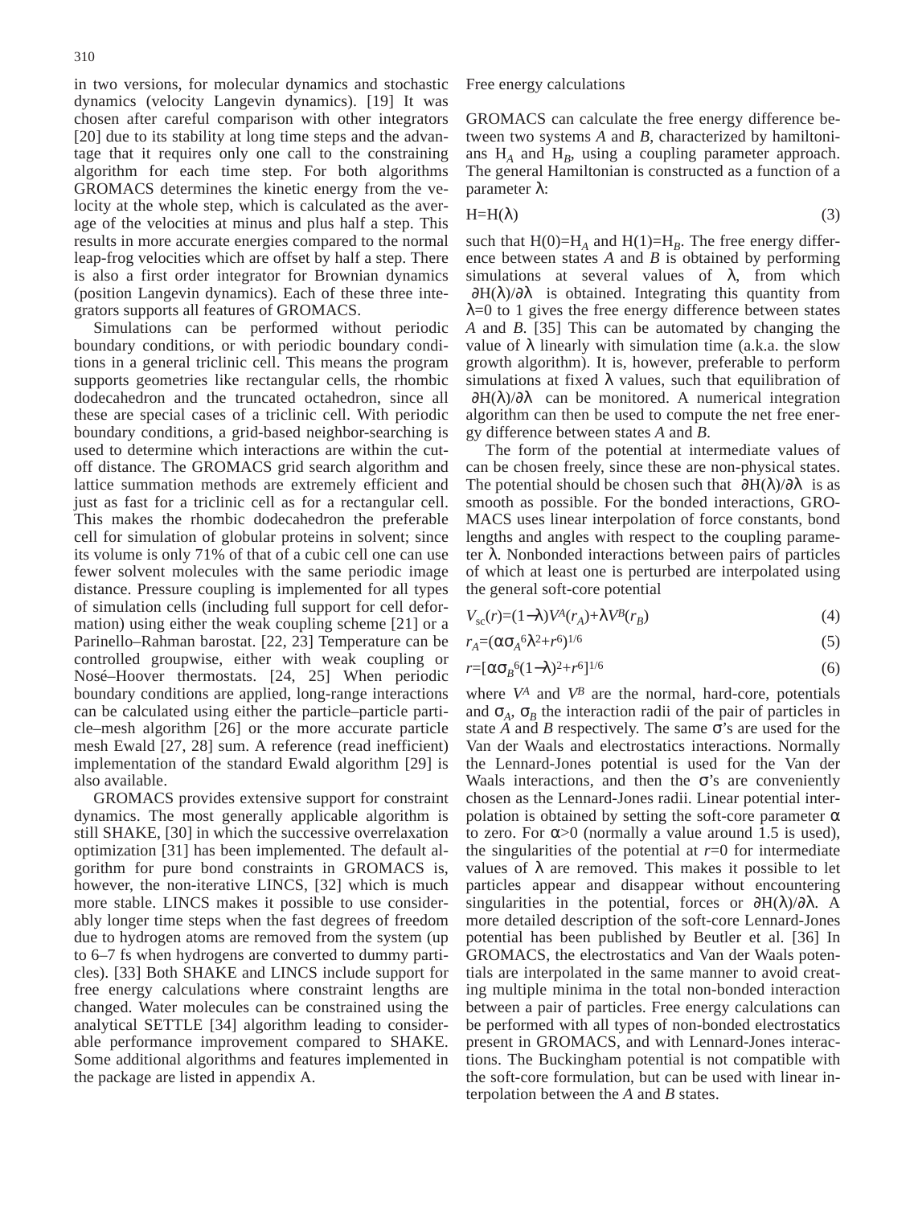in two versions, for molecular dynamics and stochastic dynamics (velocity Langevin dynamics). [19] It was chosen after careful comparison with other integrators [20] due to its stability at long time steps and the advantage that it requires only one call to the constraining algorithm for each time step. For both algorithms GROMACS determines the kinetic energy from the velocity at the whole step, which is calculated as the average of the velocities at minus and plus half a step. This results in more accurate energies compared to the normal leap-frog velocities which are offset by half a step. There is also a first order integrator for Brownian dynamics (position Langevin dynamics). Each of these three integrators supports all features of GROMACS.

Simulations can be performed without periodic boundary conditions, or with periodic boundary conditions in a general triclinic cell. This means the program supports geometries like rectangular cells, the rhombic dodecahedron and the truncated octahedron, since all these are special cases of a triclinic cell. With periodic boundary conditions, a grid-based neighbor-searching is used to determine which interactions are within the cutoff distance. The GROMACS grid search algorithm and lattice summation methods are extremely efficient and just as fast for a triclinic cell as for a rectangular cell. This makes the rhombic dodecahedron the preferable cell for simulation of globular proteins in solvent; since its volume is only 71% of that of a cubic cell one can use fewer solvent molecules with the same periodic image distance. Pressure coupling is implemented for all types of simulation cells (including full support for cell deformation) using either the weak coupling scheme [21] or a Parinello–Rahman barostat. [22, 23] Temperature can be controlled groupwise, either with weak coupling or Nosé–Hoover thermostats. [24, 25] When periodic boundary conditions are applied, long-range interactions can be calculated using either the particle–particle particle–mesh algorithm [26] or the more accurate particle mesh Ewald [27, 28] sum. A reference (read inefficient) implementation of the standard Ewald algorithm [29] is also available.

GROMACS provides extensive support for constraint dynamics. The most generally applicable algorithm is still SHAKE, [30] in which the successive overrelaxation optimization [31] has been implemented. The default algorithm for pure bond constraints in GROMACS is, however, the non-iterative LINCS, [32] which is much more stable. LINCS makes it possible to use considerably longer time steps when the fast degrees of freedom due to hydrogen atoms are removed from the system (up to 6–7 fs when hydrogens are converted to dummy particles). [33] Both SHAKE and LINCS include support for free energy calculations where constraint lengths are changed. Water molecules can be constrained using the analytical SETTLE [34] algorithm leading to considerable performance improvement compared to SHAKE. Some additional algorithms and features implemented in the package are listed in appendix A.

## Free energy calculations

GROMACS can calculate the free energy difference between two systems *A* and *B*, characterized by hamiltonians $H_A$ and $H_B$, using a coupling parameter approach. The general Hamiltonian is constructed as a function of a parameter $\lambda$:

$$H=H(\lambda) \tag{3}$$

such that $H(0)=H_A$ and $H(1)=H_B$. The free energy difference between states *A* and *B* is obtained by performing simulations at several values of $\lambda$, from which $\partial H(\lambda)/\partial\lambda$ is obtained. Integrating this quantity from $\lambda=0$ to 1 gives the free energy difference between states *A* and *B*. [35] This can be automated by changing the value of $\lambda$ linearly with simulation time (a.k.a. the slow growth algorithm). It is, however, preferable to perform simulations at fixed $\lambda$ values, such that equilibration of $\partial H(\lambda)/\partial\lambda$ can be monitored. A numerical integration algorithm can then be used to compute the net free energy difference between states *A* and *B*.

The form of the potential at intermediate values of can be chosen freely, since these are non-physical states. The potential should be chosen such that $\partial H(\lambda)/\partial\lambda$ is as smooth as possible. For the bonded interactions, GROMACS uses linear interpolation of force constants, bond lengths and angles with respect to the coupling parameter $\lambda$. Nonbonded interactions between pairs of particles of which at least one is perturbed are interpolated using the general soft-core potential

$$V_{sc}(r)=(1-\lambda)V^A(r_A)+\lambda V^B(r_B) \tag{4}$$

$$r_A=(\alpha\sigma_A^6\lambda^2+r^6)^{1/6} \tag{5}$$

$$r=[\alpha\sigma_B^6(1-\lambda)^2+r^6]^{1/6} \tag{6}$$

where $V^A$ and $V^B$ are the normal, hard-core, potentials and $\sigma_A$, $\sigma_B$ the interaction radii of the pair of particles in state *A* and *B* respectively. The same $\sigma$'s are used for the Van der Waals and electrostatics interactions. Normally the Lennard-Jones potential is used for the Van der Waals interactions, and then the $\sigma$'s are conveniently chosen as the Lennard-Jones radii. Linear potential interpolation is obtained by setting the soft-core parameter $\alpha$ to zero. For $\alpha>0$ (normally a value around 1.5 is used), the singularities of the potential at $r=0$ for intermediate values of $\lambda$ are removed. This makes it possible to let particles appear and disappear without encountering singularities in the potential, forces or $\partial H(\lambda)/\partial\lambda$. A more detailed description of the soft-core Lennard-Jones potential has been published by Beutler et al. [36] In GROMACS, the electrostatics and Van der Waals potentials are interpolated in the same manner to avoid creating multiple minima in the total non-bonded interaction between a pair of particles. Free energy calculations can be performed with all types of non-bonded electrostatics present in GROMACS, and with Lennard-Jones interactions. The Buckingham potential is not compatible with the soft-core formulation, but can be used with linear interpolation between the *A* and *B* states.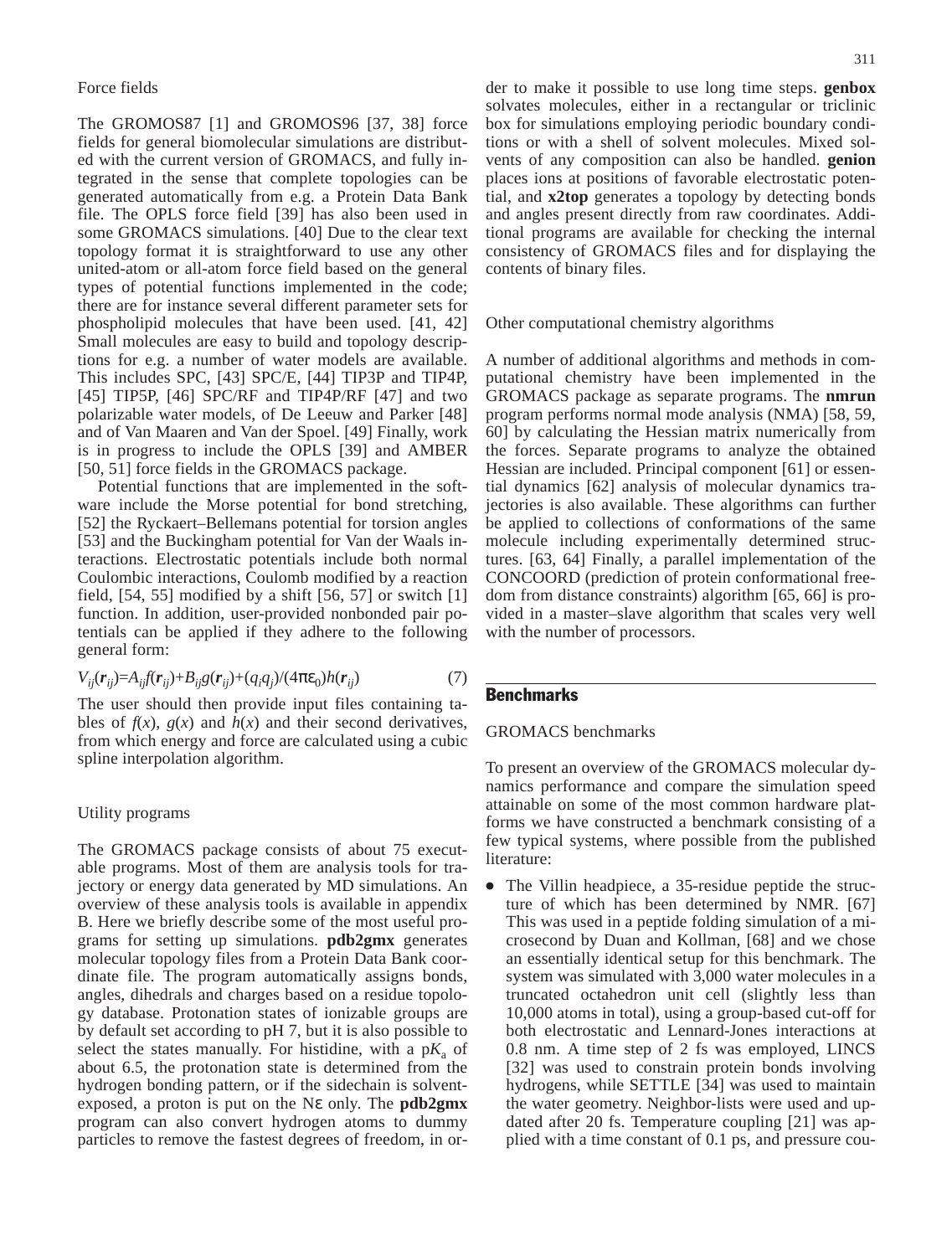### Force fields

The GROMOS87 [1] and GROMOS96 [37, 38] force fields for general biomolecular simulations are distributed with the current version of GROMACS, and fully integrated in the sense that complete topologies can be generated automatically from e.g. a Protein Data Bank file. The OPLS force field [39] has also been used in some GROMACS simulations. [40] Due to the clear text topology format it is straightforward to use any other united-atom or all-atom force field based on the general types of potential functions implemented in the code; there are for instance several different parameter sets for phospholipid molecules that have been used. [41, 42] Small molecules are easy to build and topology descriptions for e.g. a number of water models are available. This includes SPC, [43] SPC/E, [44] TIP3P and TIP4P, [45] TIP5P, [46] SPC/RF and TIP4P/RF [47] and two polarizable water models, of De Leeuw and Parker [48] and of Van Maaren and Van der Spoel. [49] Finally, work is in progress to include the OPLS [39] and AMBER [50, 51] force fields in the GROMACS package.

Potential functions that are implemented in the software include the Morse potential for bond stretching, [52] the Ryckaert–Bellemans potential for torsion angles [53] and the Buckingham potential for Van der Waals interactions. Electrostatic potentials include both normal Coulombic interactions, Coulomb modified by a reaction field, [54, 55] modified by a shift [56, 57] or switch [1] function. In addition, user-provided nonbonded pair potentials can be applied if they adhere to the following general form:

$$V_{ij}(\boldsymbol{r}_{ij})=A_{ij}f(\boldsymbol{r}_{ij})+B_{ij}g(\boldsymbol{r}_{ij})+(q_iq_j)/(4\pi\varepsilon_0)h(\boldsymbol{r}_{ij}) \qquad (7)$$

The user should then provide input files containing tables of $f(x)$, $g(x)$ and $h(x)$ and their second derivatives, from which energy and force are calculated using a cubic spline interpolation algorithm.

### Utility programs

The GROMACS package consists of about 75 executable programs. Most of them are analysis tools for trajectory or energy data generated by MD simulations. An overview of these analysis tools is available in appendix B. Here we briefly describe some of the most useful programs for setting up simulations. **pdb2gmx** generates molecular topology files from a Protein Data Bank coordinate file. The program automatically assigns bonds, angles, dihedrals and charges based on a residue topology database. Protonation states of ionizable groups are by default set according to pH 7, but it is also possible to select the states manually. For histidine, with a p$K_a$ of about 6.5, the protonation state is determined from the hydrogen bonding pattern, or if the sidechain is solvent-exposed, a proton is put on the N$\varepsilon$ only. The **pdb2gmx** program can also convert hydrogen atoms to dummy particles to remove the fastest degrees of freedom, in order to make it possible to use long time steps. **genbox** solvates molecules, either in a rectangular or triclinic box for simulations employing periodic boundary conditions or with a shell of solvent molecules. Mixed solvents of any composition can also be handled. **genion** places ions at positions of favorable electrostatic potential, and **x2top** generates a topology by detecting bonds and angles present directly from raw coordinates. Additional programs are available for checking the internal consistency of GROMACS files and for displaying the contents of binary files.

### Other computational chemistry algorithms

A number of additional algorithms and methods in computational chemistry have been implemented in the GROMACS package as separate programs. The **nmrun** program performs normal mode analysis (NMA) [58, 59, 60] by calculating the Hessian matrix numerically from the forces. Separate programs to analyze the obtained Hessian are included. Principal component [61] or essential dynamics [62] analysis of molecular dynamics trajectories is also available. These algorithms can further be applied to collections of conformations of the same molecule including experimentally determined structures. [63, 64] Finally, a parallel implementation of the CONCOORD (prediction of protein conformational freedom from distance constraints) algorithm [65, 66] is provided in a master–slave algorithm that scales very well with the number of processors.

## Benchmarks

### GROMACS benchmarks

To present an overview of the GROMACS molecular dynamics performance and compare the simulation speed attainable on some of the most common hardware platforms we have constructed a benchmark consisting of a few typical systems, where possible from the published literature:

- The Villin headpiece, a 35-residue peptide the structure of which has been determined by NMR. [67] This was used in a peptide folding simulation of a microsecond by Duan and Kollman, [68] and we chose an essentially identical setup for this benchmark. The system was simulated with 3,000 water molecules in a truncated octahedron unit cell (slightly less than 10,000 atoms in total), using a group-based cut-off for both electrostatic and Lennard-Jones interactions at 0.8 nm. A time step of 2 fs was employed, LINCS [32] was used to constrain protein bonds involving hydrogens, while SETTLE [34] was used to maintain the water geometry. Neighbor-lists were used and updated after 20 fs. Temperature coupling [21] was applied with a time constant of 0.1 ps, and pressure cou-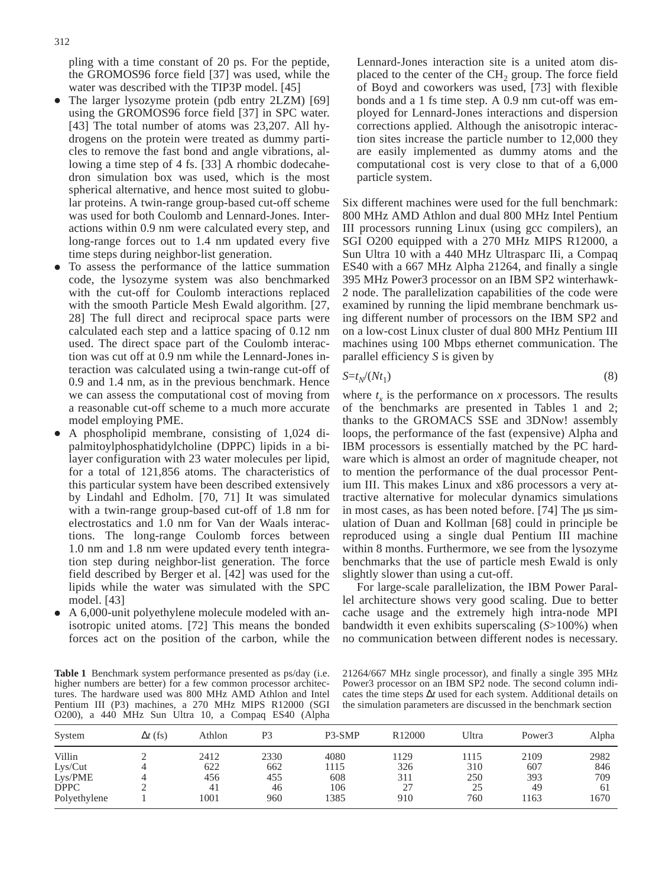pling with a time constant of 20 ps. For the peptide, the GROMOS96 force field [37] was used, while the water was described with the TIP3P model. [45]

- The larger lysozyme protein (pdb entry 2LZM) [69] using the GROMOS96 force field [37] in SPC water. [43] The total number of atoms was 23,207. All hydrogens on the protein were treated as dummy particles to remove the fast bond and angle vibrations, allowing a time step of 4 fs. [33] A rhombic dodecahedron simulation box was used, which is the most spherical alternative, and hence most suited to globular proteins. A twin-range group-based cut-off scheme was used for both Coulomb and Lennard-Jones. Interactions within 0.9 nm were calculated every step, and long-range forces out to 1.4 nm updated every five time steps during neighbor-list generation.
- To assess the performance of the lattice summation code, the lysozyme system was also benchmarked with the cut-off for Coulomb interactions replaced with the smooth Particle Mesh Ewald algorithm. [27, 28] The full direct and reciprocal space parts were calculated each step and a lattice spacing of 0.12 nm used. The direct space part of the Coulomb interaction was cut off at 0.9 nm while the Lennard-Jones interaction was calculated using a twin-range cut-off of 0.9 and 1.4 nm, as in the previous benchmark. Hence we can assess the computational cost of moving from a reasonable cut-off scheme to a much more accurate model employing PME.
- A phospholipid membrane, consisting of 1,024 dipalmitoylphosphatidylcholine (DPPC) lipids in a bilayer configuration with 23 water molecules per lipid, for a total of 121,856 atoms. The characteristics of this particular system have been described extensively by Lindahl and Edholm. [70, 71] It was simulated with a twin-range group-based cut-off of 1.8 nm for electrostatics and 1.0 nm for Van der Waals interactions. The long-range Coulomb forces between 1.0 nm and 1.8 nm were updated every tenth integration step during neighbor-list generation. The force field described by Berger et al. [42] was used for the lipids while the water was simulated with the SPC model. [43]
- A 6,000-unit polyethylene molecule modeled with anisotropic united atoms. [72] This means the bonded forces act on the position of the carbon, while the Lennard-Jones interaction site is a united atom displaced to the center of the $CH_2$ group. The force field of Boyd and coworkers was used, [73] with flexible bonds and a 1 fs time step. A 0.9 nm cut-off was employed for Lennard-Jones interactions and dispersion corrections applied. Although the anisotropic interaction sites increase the particle number to 12,000 they are easily implemented as dummy atoms and the computational cost is very close to that of a 6,000 particle system.

Six different machines were used for the full benchmark: 800 MHz AMD Athlon and dual 800 MHz Intel Pentium III processors running Linux (using gcc compilers), an SGI O200 equipped with a 270 MHz MIPS R12000, a Sun Ultra 10 with a 440 MHz Ultrasparc IIi, a Compaq ES40 with a 667 MHz Alpha 21264, and finally a single 395 MHz Power3 processor on an IBM SP2 winterhawk-2 node. The parallelization capabilities of the code were examined by running the lipid membrane benchmark using different number of processors on the IBM SP2 and on a low-cost Linux cluster of dual 800 MHz Pentium III machines using 100 Mbps ethernet communication. The parallel efficiency $S$ is given by

$$S = t_N/(Nt_1) \tag{8}$$

where $t_x$ is the performance on $x$ processors. The results of the benchmarks are presented in Tables 1 and 2; thanks to the GROMACS SSE and 3DNow! assembly loops, the performance of the fast (expensive) Alpha and IBM processors is essentially matched by the PC hardware which is almost an order of magnitude cheaper, not to mention the performance of the dual processor Pentium III. This makes Linux and x86 processors a very attractive alternative for molecular dynamics simulations in most cases, as has been noted before. [74] The μs simulation of Duan and Kollman [68] could in principle be reproduced using a single dual Pentium III machine within 8 months. Furthermore, we see from the lysozyme benchmarks that the use of particle mesh Ewald is only slightly slower than using a cut-off.

For large-scale parallelization, the IBM Power Parallel architecture shows very good scaling. Due to better cache usage and the extremely high intra-node MPI bandwidth it even exhibits superscaling ($S$>100%) when no communication between different nodes is necessary.

**Table 1** Benchmark system performance presented as ps/day (i.e. higher numbers are better) for a few common processor architectures. The hardware used was 800 MHz AMD Athlon and Intel Pentium III (P3) machines, a 270 MHz MIPS R12000 (SGI O200), a 440 MHz Sun Ultra 10, a Compaq ES40 (Alpha 21264/667 MHz single processor), and finally a single 395 MHz Power3 processor on an IBM SP2 node. The second column indicates the time steps $\Delta t$ used for each system. Additional details on the simulation parameters are discussed in the benchmark section

| System | $\Delta t$ (fs) | Athlon | P3 | P3-SMP | R12000 | Ultra | Power3 | Alpha |
|---|---|---|---|---|---|---|---|---|
| Villin | 2 | 2412 | 2330 | 4080 | 1129 | 1115 | 2109 | 2982 |
| Lys/Cut | 4 | 622 | 662 | 1115 | 326 | 310 | 607 | 846 |
| Lys/PME | 4 | 456 | 455 | 608 | 311 | 250 | 393 | 709 |
| DPPC | 2 | 41 | 46 | 106 | 27 | 25 | 49 | 61 |
| Polyethylene | 1 | 1001 | 960 | 1385 | 910 | 760 | 1163 | 1670 |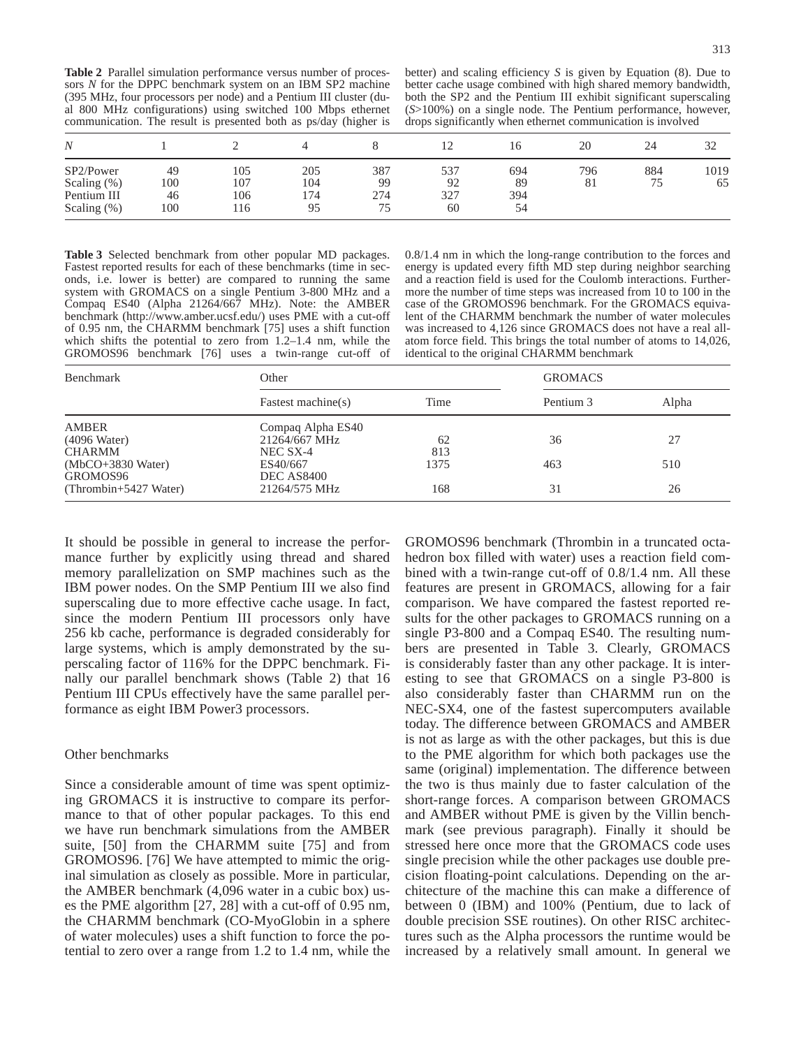**Table 2** Parallel simulation performance versus number of processors *N* for the DPPC benchmark system on an IBM SP2 machine (395 MHz, four processors per node) and a Pentium III cluster (dual 800 MHz configurations) using switched 100 Mbps ethernet communication. The result is presented both as ps/day (higher is better) and scaling efficiency *S* is given by Equation (8). Due to better cache usage combined with high shared memory bandwidth, both the SP2 and the Pentium III exhibit significant superscaling ($S$>100%) on a single node. The Pentium performance, however, drops significantly when ethernet communication is involved

| *N* | 1 | 2 | 4 | 8 | 12 | 16 | 20 | 24 | 32 |
|---|---|---|---|---|---|---|---|---|---|
| SP2/Power | 49 | 105 | 205 | 387 | 537 | 694 | 796 | 884 | 1019 |
| Scaling (%) | 100 | 107 | 104 | 99 | 92 | 89 | 81 | 75 | 65 |
| Pentium III | 46 | 106 | 174 | 274 | 327 | 394 | | | |
| Scaling (%) | 100 | 116 | 95 | 75 | 60 | 54 | | | |

**Table 3** Selected benchmark from other popular MD packages. Fastest reported results for each of these benchmarks (time in seconds, i.e. lower is better) are compared to running the same system with GROMACS on a single Pentium 3-800 MHz and a Compaq ES40 (Alpha 21264/667 MHz). Note: the AMBER benchmark (http://www.amber.ucsf.edu/) uses PME with a cut-off of 0.95 nm, the CHARMM benchmark [75] uses a shift function which shifts the potential to zero from 1.2–1.4 nm, while the GROMOS96 benchmark [76] uses a twin-range cut-off of 0.8/1.4 nm in which the long-range contribution to the forces and energy is updated every fifth MD step during neighbor searching and a reaction field is used for the Coulomb interactions. Furthermore the number of time steps was increased from 10 to 100 in the case of the GROMOS96 benchmark. For the GROMACS equivalent of the CHARMM benchmark the number of water molecules was increased to 4,126 since GROMACS does not have a real all-atom force field. This brings the total number of atoms to 14,026, identical to the original CHARMM benchmark

| Benchmark | Other | | GROMACS | |
|---|---|---|---|---|
| | Fastest machine(s) | Time | Pentium 3 | Alpha |
| AMBER (4096 Water) | Compaq Alpha ES40 21264/667 MHz | 62 | 36 | 27 |
| CHARMM (MbCO+3830 Water) | NEC SX-4 ES40/667 | 813 1375 | 463 | 510 |
| GROMOS96 (Thrombin+5427 Water) | DEC AS8400 21264/575 MHz | 168 | 31 | 26 |

It should be possible in general to increase the performance further by explicitly using thread and shared memory parallelization on SMP machines such as the IBM power nodes. On the SMP Pentium III we also find superscaling due to more effective cache usage. In fact, since the modern Pentium III processors only have 256 kb cache, performance is degraded considerably for large systems, which is amply demonstrated by the superscaling factor of 116% for the DPPC benchmark. Finally our parallel benchmark shows (Table 2) that 16 Pentium III CPUs effectively have the same parallel performance as eight IBM Power3 processors.

## Other benchmarks

Since a considerable amount of time was spent optimizing GROMACS it is instructive to compare its performance to that of other popular packages. To this end we have run benchmark simulations from the AMBER suite, [50] from the CHARMM suite [75] and from GROMOS96. [76] We have attempted to mimic the original simulation as closely as possible. More in particular, the AMBER benchmark (4,096 water in a cubic box) uses the PME algorithm [27, 28] with a cut-off of 0.95 nm, the CHARMM benchmark (CO-MyoGlobin in a sphere of water molecules) uses a shift function to force the potential to zero over a range from 1.2 to 1.4 nm, while the GROMOS96 benchmark (Thrombin in a truncated octahedron box filled with water) uses a reaction field combined with a twin-range cut-off of 0.8/1.4 nm. All these features are present in GROMACS, allowing for a fair comparison. We have compared the fastest reported results for the other packages to GROMACS running on a single P3-800 and a Compaq ES40. The resulting numbers are presented in Table 3. Clearly, GROMACS is considerably faster than any other package. It is interesting to see that GROMACS on a single P3-800 is also considerably faster than CHARMM run on the NEC-SX4, one of the fastest supercomputers available today. The difference between GROMACS and AMBER is not as large as with the other packages, but this is due to the PME algorithm for which both packages use the same (original) implementation. The difference between the two is thus mainly due to faster calculation of the short-range forces. A comparison between GROMACS and AMBER without PME is given by the Villin benchmark (see previous paragraph). Finally it should be stressed here once more that the GROMACS code uses single precision while the other packages use double precision floating-point calculations. Depending on the architecture of the machine this can make a difference of between 0 (IBM) and 100% (Pentium, due to lack of double precision SSE routines). On other RISC architectures such as the Alpha processors the runtime would be increased by a relatively small amount. In general we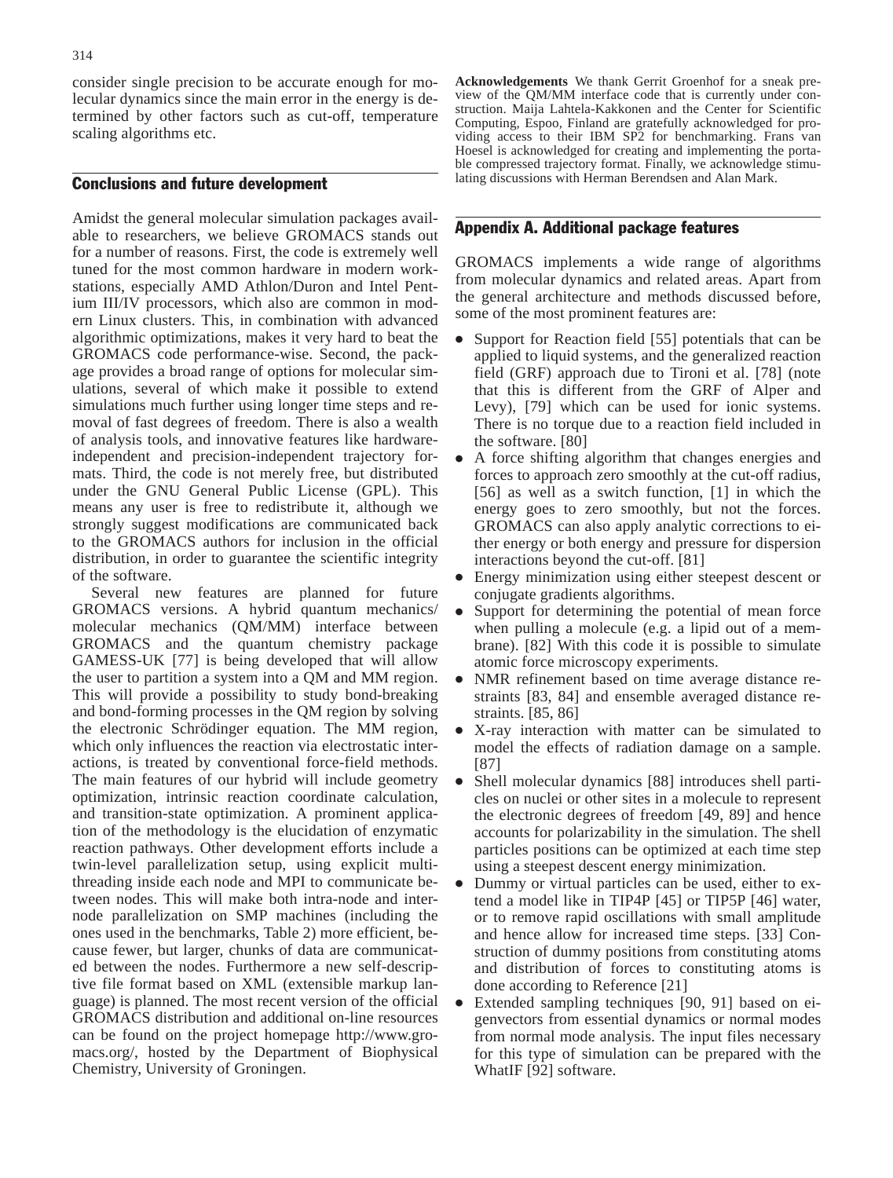consider single precision to be accurate enough for molecular dynamics since the main error in the energy is determined by other factors such as cut-off, temperature scaling algorithms etc.

## Conclusions and future development

Amidst the general molecular simulation packages available to researchers, we believe GROMACS stands out for a number of reasons. First, the code is extremely well tuned for the most common hardware in modern workstations, especially AMD Athlon/Duron and Intel Pentium III/IV processors, which also are common in modern Linux clusters. This, in combination with advanced algorithmic optimizations, makes it very hard to beat the GROMACS code performance-wise. Second, the package provides a broad range of options for molecular simulations, several of which make it possible to extend simulations much further using longer time steps and removal of fast degrees of freedom. There is also a wealth of analysis tools, and innovative features like hardware-independent and precision-independent trajectory formats. Third, the code is not merely free, but distributed under the GNU General Public License (GPL). This means any user is free to redistribute it, although we strongly suggest modifications are communicated back to the GROMACS authors for inclusion in the official distribution, in order to guarantee the scientific integrity of the software.

Several new features are planned for future GROMACS versions. A hybrid quantum mechanics/molecular mechanics (QM/MM) interface between GROMACS and the quantum chemistry package GAMESS-UK [77] is being developed that will allow the user to partition a system into a QM and MM region. This will provide a possibility to study bond-breaking and bond-forming processes in the QM region by solving the electronic Schrödinger equation. The MM region, which only influences the reaction via electrostatic interactions, is treated by conventional force-field methods. The main features of our hybrid will include geometry optimization, intrinsic reaction coordinate calculation, and transition-state optimization. A prominent application of the methodology is the elucidation of enzymatic reaction pathways. Other development efforts include a twin-level parallelization setup, using explicit multithreading inside each node and MPI to communicate between nodes. This will make both intra-node and inter-node parallelization on SMP machines (including the ones used in the benchmarks, Table 2) more efficient, because fewer, but larger, chunks of data are communicated between the nodes. Furthermore a new self-descriptive file format based on XML (extensible markup language) is planned. The most recent version of the official GROMACS distribution and additional on-line resources can be found on the project homepage http://www.gromacs.org/, hosted by the Department of Biophysical Chemistry, University of Groningen.

**Acknowledgements** We thank Gerrit Groenhof for a sneak preview of the QM/MM interface code that is currently under construction. Maija Lahtela-Kakkonen and the Center for Scientific Computing, Espoo, Finland are gratefully acknowledged for providing access to their IBM SP2 for benchmarking. Frans van Hoesel is acknowledged for creating and implementing the portable compressed trajectory format. Finally, we acknowledge stimulating discussions with Herman Berendsen and Alan Mark.

## Appendix A. Additional package features

GROMACS implements a wide range of algorithms from molecular dynamics and related areas. Apart from the general architecture and methods discussed before, some of the most prominent features are:

- Support for Reaction field [55] potentials that can be applied to liquid systems, and the generalized reaction field (GRF) approach due to Tironi et al. [78] (note that this is different from the GRF of Alper and Levy), [79] which can be used for ionic systems. There is no torque due to a reaction field included in the software. [80]
- A force shifting algorithm that changes energies and forces to approach zero smoothly at the cut-off radius, [56] as well as a switch function, [1] in which the energy goes to zero smoothly, but not the forces. GROMACS can also apply analytic corrections to either energy or both energy and pressure for dispersion interactions beyond the cut-off. [81]
- Energy minimization using either steepest descent or conjugate gradients algorithms.
- Support for determining the potential of mean force when pulling a molecule (e.g. a lipid out of a membrane). [82] With this code it is possible to simulate atomic force microscopy experiments.
- NMR refinement based on time average distance restraints [83, 84] and ensemble averaged distance restraints. [85, 86]
- X-ray interaction with matter can be simulated to model the effects of radiation damage on a sample. [87]
- Shell molecular dynamics [88] introduces shell particles on nuclei or other sites in a molecule to represent the electronic degrees of freedom [49, 89] and hence accounts for polarizability in the simulation. The shell particles positions can be optimized at each time step using a steepest descent energy minimization.
- Dummy or virtual particles can be used, either to extend a model like in TIP4P [45] or TIP5P [46] water, or to remove rapid oscillations with small amplitude and hence allow for increased time steps. [33] Construction of dummy positions from constituting atoms and distribution of forces to constituting atoms is done according to Reference [21]
- Extended sampling techniques [90, 91] based on eigenvectors from essential dynamics or normal modes from normal mode analysis. The input files necessary for this type of simulation can be prepared with the WhatIF [92] software.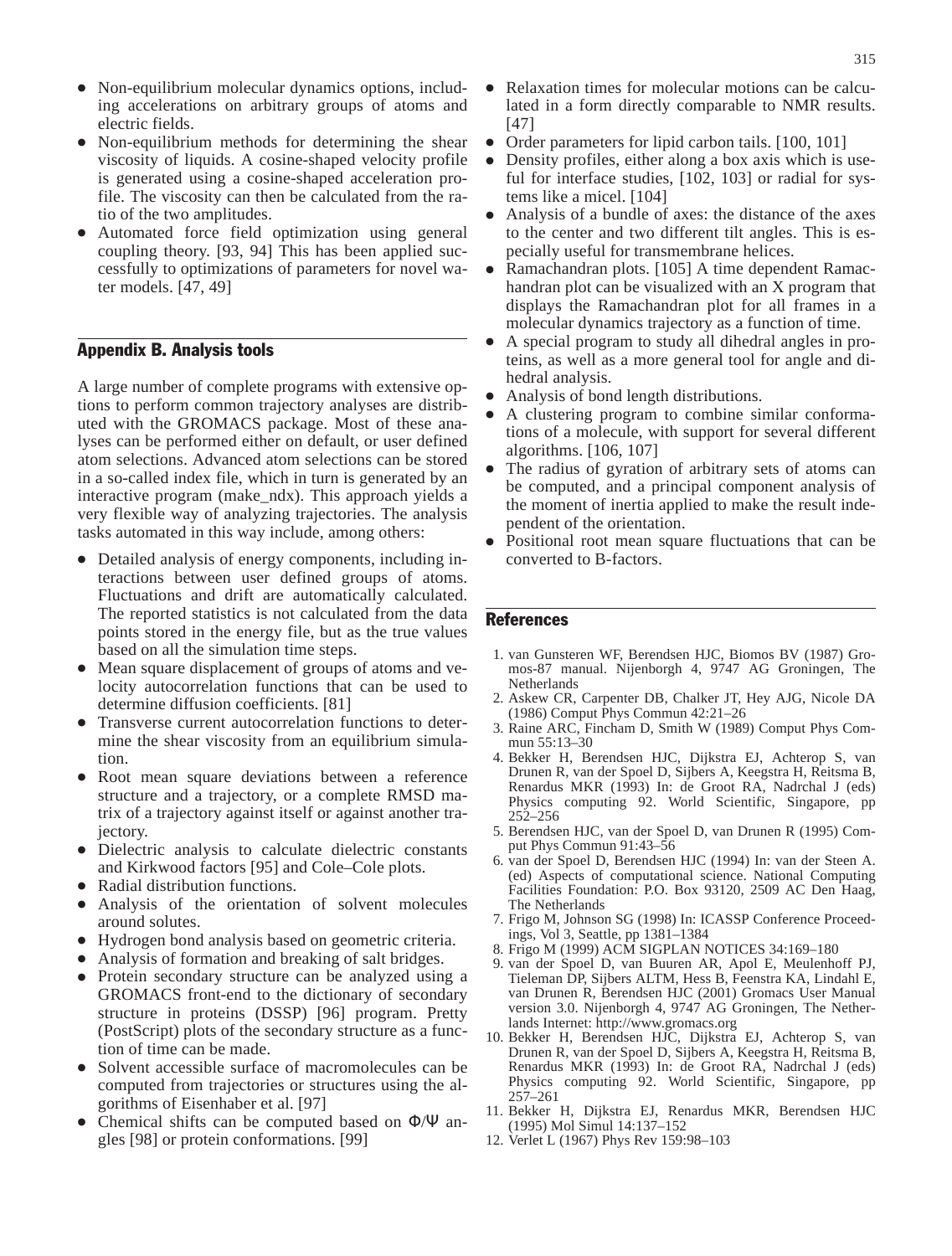- Non-equilibrium molecular dynamics options, including accelerations on arbitrary groups of atoms and electric fields.
- Non-equilibrium methods for determining the shear viscosity of liquids. A cosine-shaped velocity profile is generated using a cosine-shaped acceleration profile. The viscosity can then be calculated from the ratio of the two amplitudes.
- Automated force field optimization using general coupling theory. [93, 94] This has been applied successfully to optimizations of parameters for novel water models. [47, 49]

## Appendix B. Analysis tools

A large number of complete programs with extensive options to perform common trajectory analyses are distributed with the GROMACS package. Most of these analyses can be performed either on default, or user defined atom selections. Advanced atom selections can be stored in a so-called index file, which in turn is generated by an interactive program (make_ndx). This approach yields a very flexible way of analyzing trajectories. The analysis tasks automated in this way include, among others:

- Detailed analysis of energy components, including interactions between user defined groups of atoms. Fluctuations and drift are automatically calculated. The reported statistics is not calculated from the data points stored in the energy file, but as the true values based on all the simulation time steps.
- Mean square displacement of groups of atoms and velocity autocorrelation functions that can be used to determine diffusion coefficients. [81]
- Transverse current autocorrelation functions to determine the shear viscosity from an equilibrium simulation.
- Root mean square deviations between a reference structure and a trajectory, or a complete RMSD matrix of a trajectory against itself or against another trajectory.
- Dielectric analysis to calculate dielectric constants and Kirkwood factors [95] and Cole–Cole plots.
- Radial distribution functions.
- Analysis of the orientation of solvent molecules around solutes.
- Hydrogen bond analysis based on geometric criteria.
- Analysis of formation and breaking of salt bridges.
- Protein secondary structure can be analyzed using a GROMACS front-end to the dictionary of secondary structure in proteins (DSSP) [96] program. Pretty (PostScript) plots of the secondary structure as a function of time can be made.
- Solvent accessible surface of macromolecules can be computed from trajectories or structures using the algorithms of Eisenhaber et al. [97]
- Chemical shifts can be computed based on $\Phi/\Psi$ angles [98] or protein conformations. [99]
- Relaxation times for molecular motions can be calculated in a form directly comparable to NMR results. [47]
- Order parameters for lipid carbon tails. [100, 101]
- Density profiles, either along a box axis which is useful for interface studies, [102, 103] or radial for systems like a micel. [104]
- Analysis of a bundle of axes: the distance of the axes to the center and two different tilt angles. This is especially useful for transmembrane helices.
- Ramachandran plots. [105] A time dependent Ramachandran plot can be visualized with an X program that displays the Ramachandran plot for all frames in a molecular dynamics trajectory as a function of time.
- A special program to study all dihedral angles in proteins, as well as a more general tool for angle and dihedral analysis.
- Analysis of bond length distributions.
- A clustering program to combine similar conformations of a molecule, with support for several different algorithms. [106, 107]
- The radius of gyration of arbitrary sets of atoms can be computed, and a principal component analysis of the moment of inertia applied to make the result independent of the orientation.
- Positional root mean square fluctuations that can be converted to B-factors.

## References

1. van Gunsteren WF, Berendsen HJC, Biomos BV (1987) Gromos-87 manual. Nijenborgh 4, 9747 AG Groningen, The Netherlands
2. Askew CR, Carpenter DB, Chalker JT, Hey AJG, Nicole DA (1986) Comput Phys Commun 42:21–26
3. Raine ARC, Fincham D, Smith W (1989) Comput Phys Commun 55:13–30
4. Bekker H, Berendsen HJC, Dijkstra EJ, Achterop S, van Drunen R, van der Spoel D, Sijbers A, Keegstra H, Reitsma B, Renardus MKR (1993) In: de Groot RA, Nadrchal J (eds) Physics computing 92. World Scientific, Singapore, pp 252–256
5. Berendsen HJC, van der Spoel D, van Drunen R (1995) Comput Phys Commun 91:43–56
6. van der Spoel D, Berendsen HJC (1994) In: van der Steen A. (ed) Aspects of computational science. National Computing Facilities Foundation: P.O. Box 93120, 2509 AC Den Haag, The Netherlands
7. Frigo M, Johnson SG (1998) In: ICASSP Conference Proceedings, Vol 3, Seattle, pp 1381–1384
8. Frigo M (1999) ACM SIGPLAN NOTICES 34:169–180
9. van der Spoel D, van Buuren AR, Apol E, Meulenhoff PJ, Tieleman DP, Sijbers ALTM, Hess B, Feenstra KA, Lindahl E, van Drunen R, Berendsen HJC (2001) Gromacs User Manual version 3.0. Nijenborgh 4, 9747 AG Groningen, The Netherlands Internet: http://www.gromacs.org
10. Bekker H, Berendsen HJC, Dijkstra EJ, Achterop S, van Drunen R, van der Spoel D, Sijbers A, Keegstra H, Reitsma B, Renardus MKR (1993) In: de Groot RA, Nadrchal J (eds) Physics computing 92. World Scientific, Singapore, pp 257–261
11. Bekker H, Dijkstra EJ, Renardus MKR, Berendsen HJC (1995) Mol Simul 14:137–152
12. Verlet L (1967) Phys Rev 159:98–103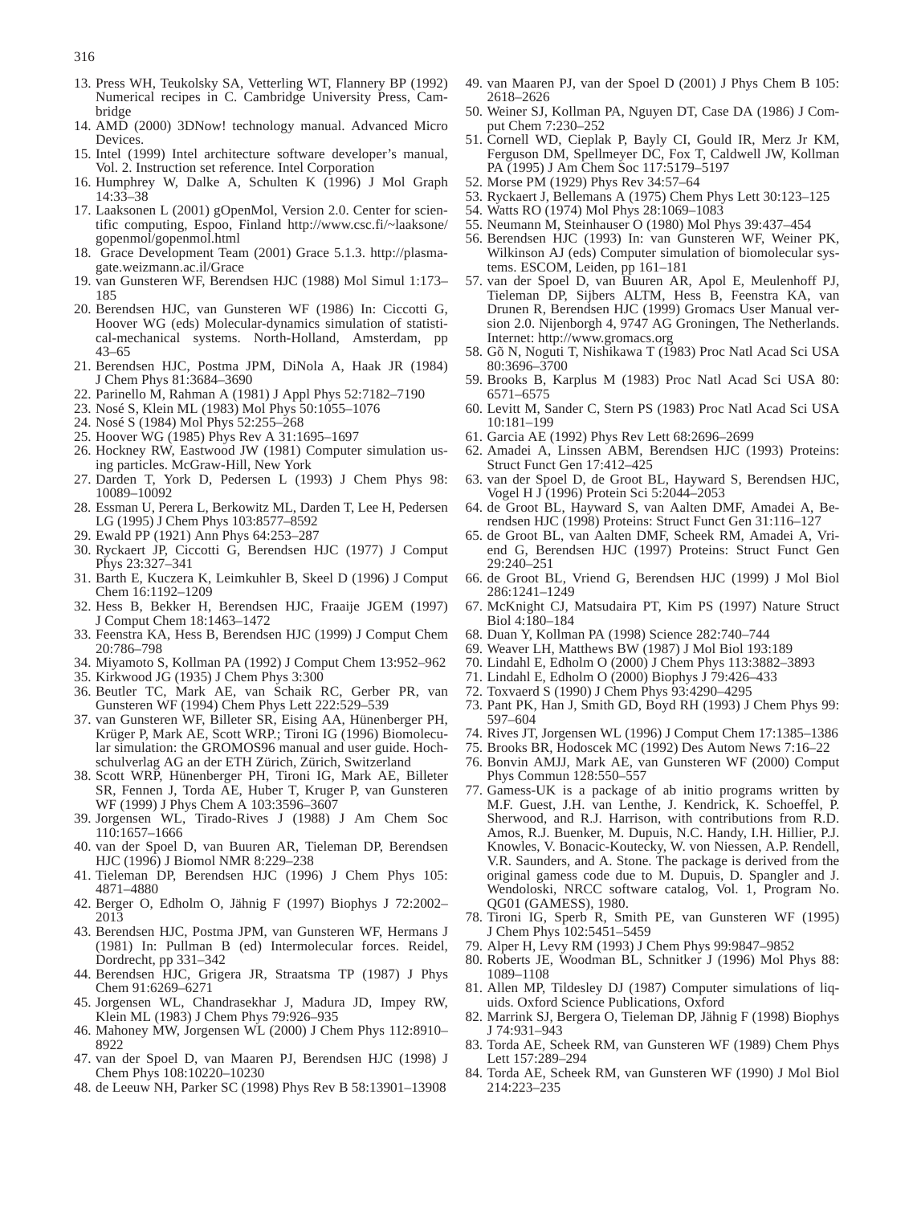13. Press WH, Teukolsky SA, Vetterling WT, Flannery BP (1992) Numerical recipes in C. Cambridge University Press, Cambridge
14. AMD (2000) 3DNow! technology manual. Advanced Micro Devices.
15. Intel (1999) Intel architecture software developer's manual, Vol. 2. Instruction set reference. Intel Corporation
16. Humphrey W, Dalke A, Schulten K (1996) J Mol Graph 14:33–38
17. Laaksonen L (2001) gOpenMol, Version 2.0. Center for scientific computing, Espoo, Finland http://www.csc.fi/~laaksone/gopenmol/gopenmol.html
18. Grace Development Team (2001) Grace 5.1.3. http://plasma-gate.weizmann.ac.il/Grace
19. van Gunsteren WF, Berendsen HJC (1988) Mol Simul 1:173–185
20. Berendsen HJC, van Gunsteren WF (1986) In: Ciccotti G, Hoover WG (eds) Molecular-dynamics simulation of statistical-mechanical systems. North-Holland, Amsterdam, pp 43–65
21. Berendsen HJC, Postma JPM, DiNola A, Haak JR (1984) J Chem Phys 81:3684–3690
22. Parinello M, Rahman A (1981) J Appl Phys 52:7182–7190
23. Nosé S, Klein ML (1983) Mol Phys 50:1055–1076
24. Nosé S (1984) Mol Phys 52:255–268
25. Hoover WG (1985) Phys Rev A 31:1695–1697
26. Hockney RW, Eastwood JW (1981) Computer simulation using particles. McGraw-Hill, New York
27. Darden T, York D, Pedersen L (1993) J Chem Phys 98: 10089–10092
28. Essman U, Perera L, Berkowitz ML, Darden T, Lee H, Pedersen LG (1995) J Chem Phys 103:8577–8592
29. Ewald PP (1921) Ann Phys 64:253–287
30. Ryckaert JP, Ciccotti G, Berendsen HJC (1977) J Comput Phys 23:327–341
31. Barth E, Kuczera K, Leimkuhler B, Skeel D (1996) J Comput Chem 16:1192–1209
32. Hess B, Bekker H, Berendsen HJC, Fraaije JGEM (1997) J Comput Chem 18:1463–1472
33. Feenstra KA, Hess B, Berendsen HJC (1999) J Comput Chem 20:786–798
34. Miyamoto S, Kollman PA (1992) J Comput Chem 13:952–962
35. Kirkwood JG (1935) J Chem Phys 3:300
36. Beutler TC, Mark AE, van Schaik RC, Gerber PR, van Gunsteren WF (1994) Chem Phys Lett 222:529–539
37. van Gunsteren WF, Billeter SR, Eising AA, Hünenberger PH, Krüger P, Mark AE, Scott WRP.; Tironi IG (1996) Biomolecular simulation: the GROMOS96 manual and user guide. Hochschulverlag AG an der ETH Zürich, Zürich, Switzerland
38. Scott WRP, Hünenberger PH, Tironi IG, Mark AE, Billeter SR, Fennen J, Torda AE, Huber T, Kruger P, van Gunsteren WF (1999) J Phys Chem A 103:3596–3607
39. Jorgensen WL, Tirado-Rives J (1988) J Am Chem Soc 110:1657–1666
40. van der Spoel D, van Buuren AR, Tieleman DP, Berendsen HJC (1996) J Biomol NMR 8:229–238
41. Tieleman DP, Berendsen HJC (1996) J Chem Phys 105: 4871–4880
42. Berger O, Edholm O, Jähnig F (1997) Biophys J 72:2002–2013
43. Berendsen HJC, Postma JPM, van Gunsteren WF, Hermans J (1981) In: Pullman B (ed) Intermolecular forces. Reidel, Dordrecht, pp 331–342
44. Berendsen HJC, Grigera JR, Straatsma TP (1987) J Phys Chem 91:6269–6271
45. Jorgensen WL, Chandrasekhar J, Madura JD, Impey RW, Klein ML (1983) J Chem Phys 79:926–935
46. Mahoney MW, Jorgensen WL (2000) J Chem Phys 112:8910–8922
47. van der Spoel D, van Maaren PJ, Berendsen HJC (1998) J Chem Phys 108:10220–10230
48. de Leeuw NH, Parker SC (1998) Phys Rev B 58:13901–13908
49. van Maaren PJ, van der Spoel D (2001) J Phys Chem B 105: 2618–2626
50. Weiner SJ, Kollman PA, Nguyen DT, Case DA (1986) J Comput Chem 7:230–252
51. Cornell WD, Cieplak P, Bayly CI, Gould IR, Merz Jr KM, Ferguson DM, Spellmeyer DC, Fox T, Caldwell JW, Kollman PA (1995) J Am Chem Soc 117:5179–5197
52. Morse PM (1929) Phys Rev 34:57–64
53. Ryckaert J, Bellemans A (1975) Chem Phys Lett 30:123–125
54. Watts RO (1974) Mol Phys 28:1069–1083
55. Neumann M, Steinhauser O (1980) Mol Phys 39:437–454
56. Berendsen HJC (1993) In: van Gunsteren WF, Weiner PK, Wilkinson AJ (eds) Computer simulation of biomolecular systems. ESCOM, Leiden, pp 161–181
57. van der Spoel D, van Buuren AR, Apol E, Meulenhoff PJ, Tieleman DP, Sijbers ALTM, Hess B, Feenstra KA, van Drunen R, Berendsen HJC (1999) Gromacs User Manual version 2.0. Nijenborgh 4, 9747 AG Groningen, The Netherlands. Internet: http://www.gromacs.org
58. Gõ N, Noguti T, Nishikawa T (1983) Proc Natl Acad Sci USA 80:3696–3700
59. Brooks B, Karplus M (1983) Proc Natl Acad Sci USA 80: 6571–6575
60. Levitt M, Sander C, Stern PS (1983) Proc Natl Acad Sci USA 10:181–199
61. Garcia AE (1992) Phys Rev Lett 68:2696–2699
62. Amadei A, Linssen ABM, Berendsen HJC (1993) Proteins: Struct Funct Gen 17:412–425
63. van der Spoel D, de Groot BL, Hayward S, Berendsen HJC, Vogel H J (1996) Protein Sci 5:2044–2053
64. de Groot BL, Hayward S, van Aalten DMF, Amadei A, Berendsen HJC (1998) Proteins: Struct Funct Gen 31:116–127
65. de Groot BL, van Aalten DMF, Scheek RM, Amadei A, Vriend G, Berendsen HJC (1997) Proteins: Struct Funct Gen 29:240–251
66. de Groot BL, Vriend G, Berendsen HJC (1999) J Mol Biol 286:1241–1249
67. McKnight CJ, Matsudaira PT, Kim PS (1997) Nature Struct Biol 4:180–184
68. Duan Y, Kollman PA (1998) Science 282:740–744
69. Weaver LH, Matthews BW (1987) J Mol Biol 193:189
70. Lindahl E, Edholm O (2000) J Chem Phys 113:3882–3893
71. Lindahl E, Edholm O (2000) Biophys J 79:426–433
72. Toxvaerd S (1990) J Chem Phys 93:4290–4295
73. Pant PK, Han J, Smith GD, Boyd RH (1993) J Chem Phys 99: 597–604
74. Rives JT, Jorgensen WL (1996) J Comput Chem 17:1385–1386
75. Brooks BR, Hodoscek MC (1992) Des Autom News 7:16–22
76. Bonvin AMJJ, Mark AE, van Gunsteren WF (2000) Comput Phys Commun 128:550–557
77. Gamess-UK is a package of ab initio programs written by M.F. Guest, J.H. van Lenthe, J. Kendrick, K. Schoeffel, P. Sherwood, and R.J. Harrison, with contributions from R.D. Amos, R.J. Buenker, M. Dupuis, N.C. Handy, I.H. Hillier, P.J. Knowles, V. Bonacic-Koutecky, W. von Niessen, A.P. Rendell, V.R. Saunders, and A. Stone. The package is derived from the original gamess code due to M. Dupuis, D. Spangler and J. Wendoloski, NRCC software catalog, Vol. 1, Program No. QG01 (GAMESS), 1980.
78. Tironi IG, Sperb R, Smith PE, van Gunsteren WF (1995) J Chem Phys 102:5451–5459
79. Alper H, Levy RM (1993) J Chem Phys 99:9847–9852
80. Roberts JE, Woodman BL, Schnitker J (1996) Mol Phys 88: 1089–1108
81. Allen MP, Tildesley DJ (1987) Computer simulations of liquids. Oxford Science Publications, Oxford
82. Marrink SJ, Bergera O, Tieleman DP, Jähnig F (1998) Biophys J 74:931–943
83. Torda AE, Scheek RM, van Gunsteren WF (1989) Chem Phys Lett 157:289–294
84. Torda AE, Scheek RM, van Gunsteren WF (1990) J Mol Biol 214:223–235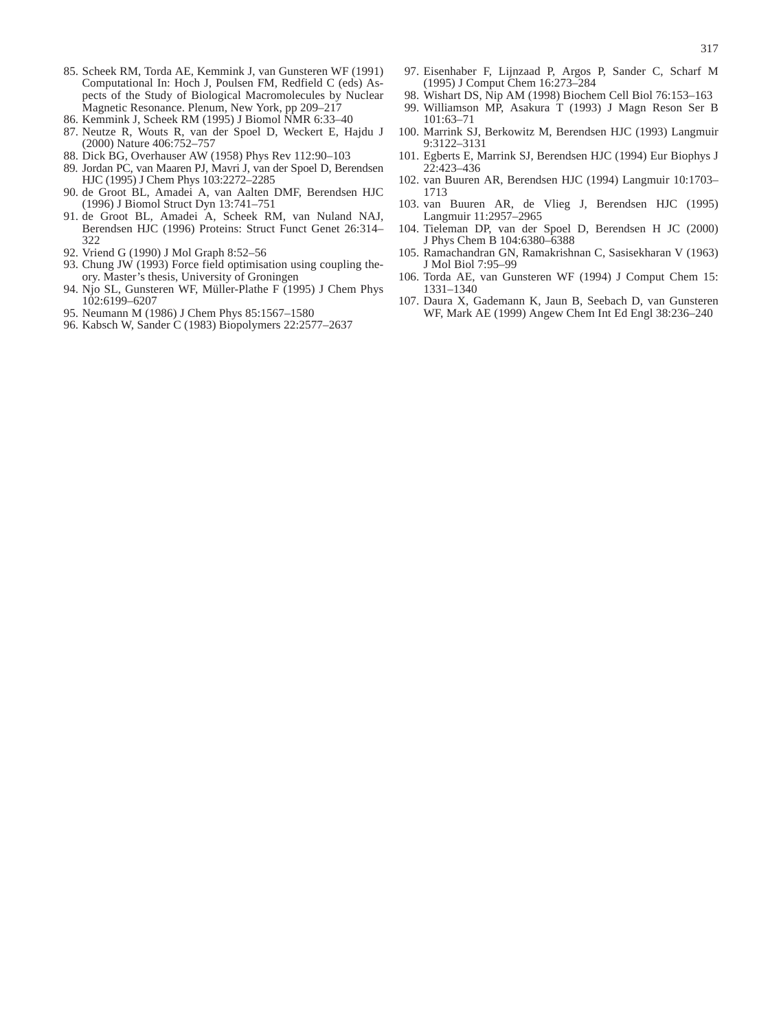85. Scheek RM, Torda AE, Kemmink J, van Gunsteren WF (1991) Computational In: Hoch J, Poulsen FM, Redfield C (eds) Aspects of the Study of Biological Macromolecules by Nuclear Magnetic Resonance. Plenum, New York, pp 209–217
86. Kemmink J, Scheek RM (1995) J Biomol NMR 6:33–40
87. Neutze R, Wouts R, van der Spoel D, Weckert E, Hajdu J (2000) Nature 406:752–757
88. Dick BG, Overhauser AW (1958) Phys Rev 112:90–103
89. Jordan PC, van Maaren PJ, Mavri J, van der Spoel D, Berendsen HJC (1995) J Chem Phys 103:2272–2285
90. de Groot BL, Amadei A, van Aalten DMF, Berendsen HJC (1996) J Biomol Struct Dyn 13:741–751
91. de Groot BL, Amadei A, Scheek RM, van Nuland NAJ, Berendsen HJC (1996) Proteins: Struct Funct Genet 26:314–322
92. Vriend G (1990) J Mol Graph 8:52–56
93. Chung JW (1993) Force field optimisation using coupling theory. Master's thesis, University of Groningen
94. Njo SL, Gunsteren WF, Müller-Plathe F (1995) J Chem Phys 102:6199–6207
95. Neumann M (1986) J Chem Phys 85:1567–1580
96. Kabsch W, Sander C (1983) Biopolymers 22:2577–2637
97. Eisenhaber F, Lijnzaad P, Argos P, Sander C, Scharf M (1995) J Comput Chem 16:273–284
98. Wishart DS, Nip AM (1998) Biochem Cell Biol 76:153–163
99. Williamson MP, Asakura T (1993) J Magn Reson Ser B 101:63–71
100. Marrink SJ, Berkowitz M, Berendsen HJC (1993) Langmuir 9:3122–3131
101. Egberts E, Marrink SJ, Berendsen HJC (1994) Eur Biophys J 22:423–436
102. van Buuren AR, Berendsen HJC (1994) Langmuir 10:1703–1713
103. van Buuren AR, de Vlieg J, Berendsen HJC (1995) Langmuir 11:2957–2965
104. Tieleman DP, van der Spoel D, Berendsen H JC (2000) J Phys Chem B 104:6380–6388
105. Ramachandran GN, Ramakrishnan C, Sasisekharan V (1963) J Mol Biol 7:95–99
106. Torda AE, van Gunsteren WF (1994) J Comput Chem 15: 1331–1340
107. Daura X, Gademann K, Jaun B, Seebach D, van Gunsteren WF, Mark AE (1999) Angew Chem Int Ed Engl 38:236–240